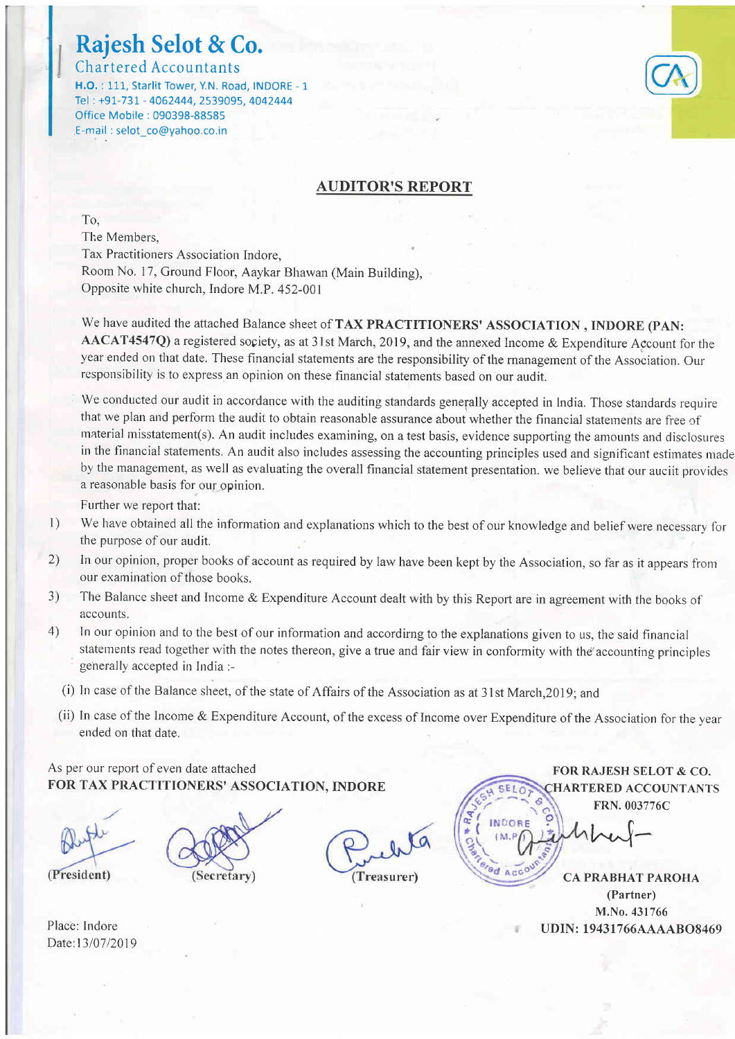# Rajesh Selot & Co.

Chartered Accountants

**H.O.** : 111, Starlit Tower, Y.N. Road, INDORE - 1
Tel : +91-731 - 4062444, 2539095, 4042444
Office Mobile : 090398-88585
E-mail : selot_co@yahoo.co.in

## AUDITOR'S REPORT

To,
The Members,
Tax Practitioners Association Indore,
Room No. 17, Ground Floor, Aaykar Bhawan (Main Building),
Opposite white church, Indore M.P. 452-001

We have audited the attached Balance sheet of **TAX PRACTITIONERS' ASSOCIATION , INDORE (PAN: AACAT4547Q)** a registered society, as at 31st March, 2019, and the annexed Income & Expenditure Account for the year ended on that date. These financial statements are the responsibility of the management of the Association. Our responsibility is to express an opinion on these financial statements based on our audit.

We conducted our audit in accordance with the auditing standards generally accepted in India. Those standards require that we plan and perform the audit to obtain reasonable assurance about whether the financial statements are free of material misstatement(s). An audit includes examining, on a test basis, evidence supporting the amounts and disclosures in the financial statements. An audit also includes assessing the accounting principles used and significant estimates made by the management, as well as evaluating the overall financial statement presentation. we believe that our auciit provides a reasonable basis for our opinion.

Further we report that:

1) We have obtained all the information and explanations which to the best of our knowledge and belief were necessary for the purpose of our audit.
2) In our opinion, proper books of account as required by law have been kept by the Association, so far as it appears from our examination of those books.
3) The Balance sheet and Income & Expenditure Account dealt with by this Report are in agreement with the books of accounts.
4) In our opinion and to the best of our information and accordirng to the explanations given to us, the said financial statements read together with the notes thereon, give a true and fair view in conformity with the accounting principles generally accepted in India :-

   (i) In case of the Balance sheet, of the state of Affairs of the Association as at 31st March,2019; and

   (ii) In case of the Income & Expenditure Account, of the excess of Income over Expenditure of the Association for the year ended on that date.

As per our report of even date attached
**FOR TAX PRACTITIONERS' ASSOCIATION, INDORE**

(President) (Secretary) (Treasurer)

**FOR RAJESH SELOT & CO.**
**CHARTERED ACCOUNTANTS**
**FRN. 003776C**

**CA PRABHAT PAROHA**
**(Partner)**
**M.No. 431766**
**UDIN: 19431766AAAABO8469**

Place: Indore
Date:13/07/2019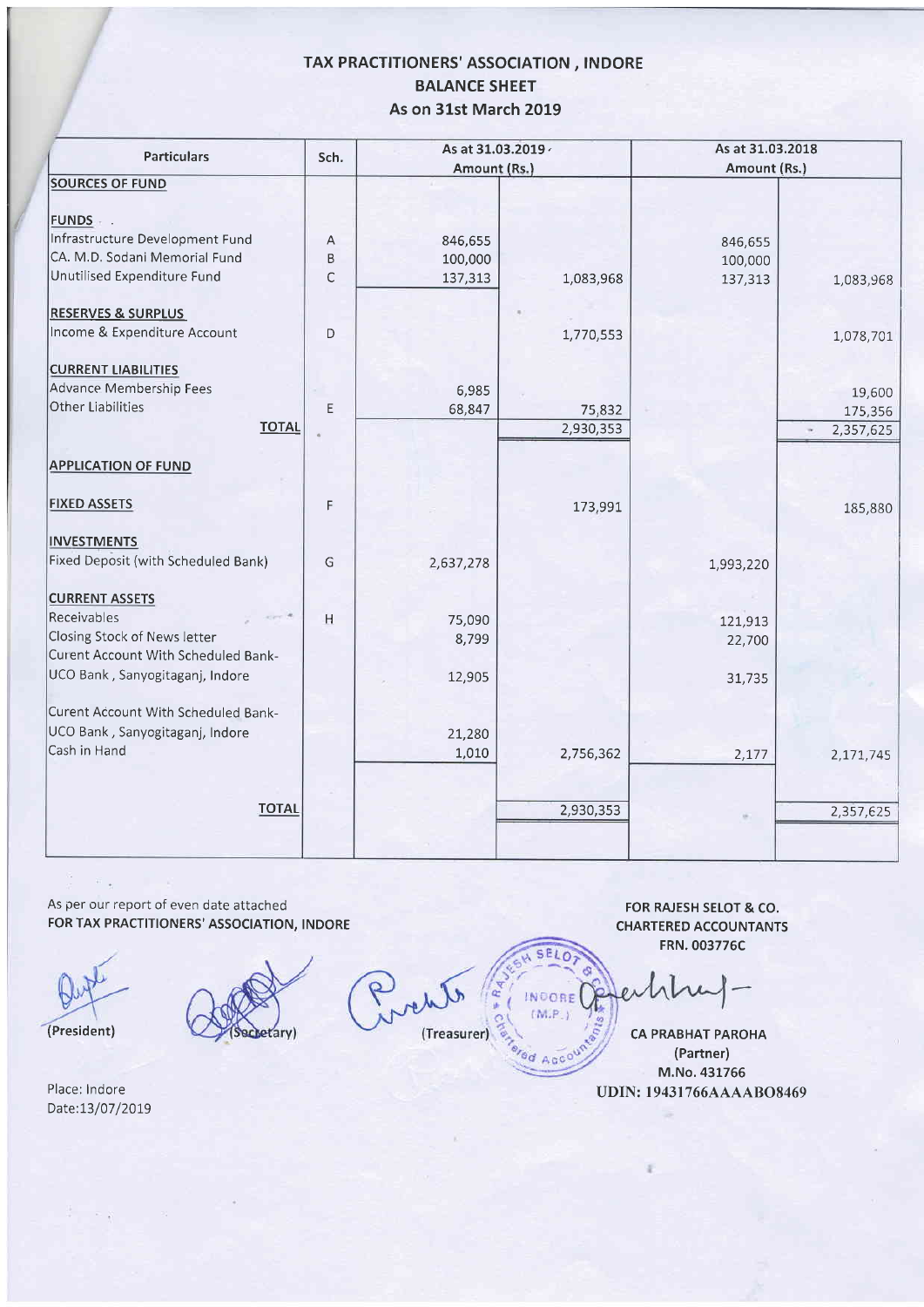# TAX PRACTITIONERS' ASSOCIATION , INDORE

## BALANCE SHEET

### As on 31st March 2019

| Particulars | Sch. | As at 31.03.2019 Amount (Rs.) | | As at 31.03.2018 Amount (Rs.) | |
|---|---|---|---|---|---|
| **SOURCES OF FUND** | | | | | |
| **FUNDS** | | | | | |
| Infrastructure Development Fund | A | 846,655 | | 846,655 | |
| CA. M.D. Sodani Memorial Fund | B | 100,000 | | 100,000 | |
| Unutilised Expenditure Fund | C | 137,313 | 1,083,968 | 137,313 | 1,083,968 |
| **RESERVES & SURPLUS** | | | | | |
| Income & Expenditure Account | D | | 1,770,553 | | 1,078,701 |
| **CURRENT LIABILITIES** | | | | | |
| Advance Membership Fees | | 6,985 | | | 19,600 |
| Other Liabilities | E | 68,847 | 75,832 | | 175,356 |
| **TOTAL** | | | 2,930,353 | | 2,357,625 |
| **APPLICATION OF FUND** | | | | | |
| **FIXED ASSETS** | F | | 173,991 | | 185,880 |
| **INVESTMENTS** | | | | | |
| Fixed Deposit (with Scheduled Bank) | G | 2,637,278 | | 1,993,220 | |
| **CURRENT ASSETS** | | | | | |
| Receivables | H | 75,090 | | 121,913 | |
| Closing Stock of News letter | | 8,799 | | 22,700 | |
| Curent Account With Scheduled Bank- UCO Bank , Sanyogitaganj, Indore | | 12,905 | | 31,735 | |
| Curent Account With Scheduled Bank- UCO Bank , Sanyogitaganj, Indore | | 21,280 | | | |
| Cash in Hand | | 1,010 | 2,756,362 | 2,177 | 2,171,745 |
| **TOTAL** | | | 2,930,353 | | 2,357,625 |

As per our report of even date attached

**FOR TAX PRACTITIONERS' ASSOCIATION, INDORE**

(President) (Secretary) (Treasurer)

Place: Indore
Date:13/07/2019

**FOR RAJESH SELOT & CO.**
**CHARTERED ACCOUNTANTS**
**FRN. 003776C**

**CA PRABHAT PAROHA**
**(Partner)**
**M.No. 431766**
**UDIN: 19431766AAAABO8469**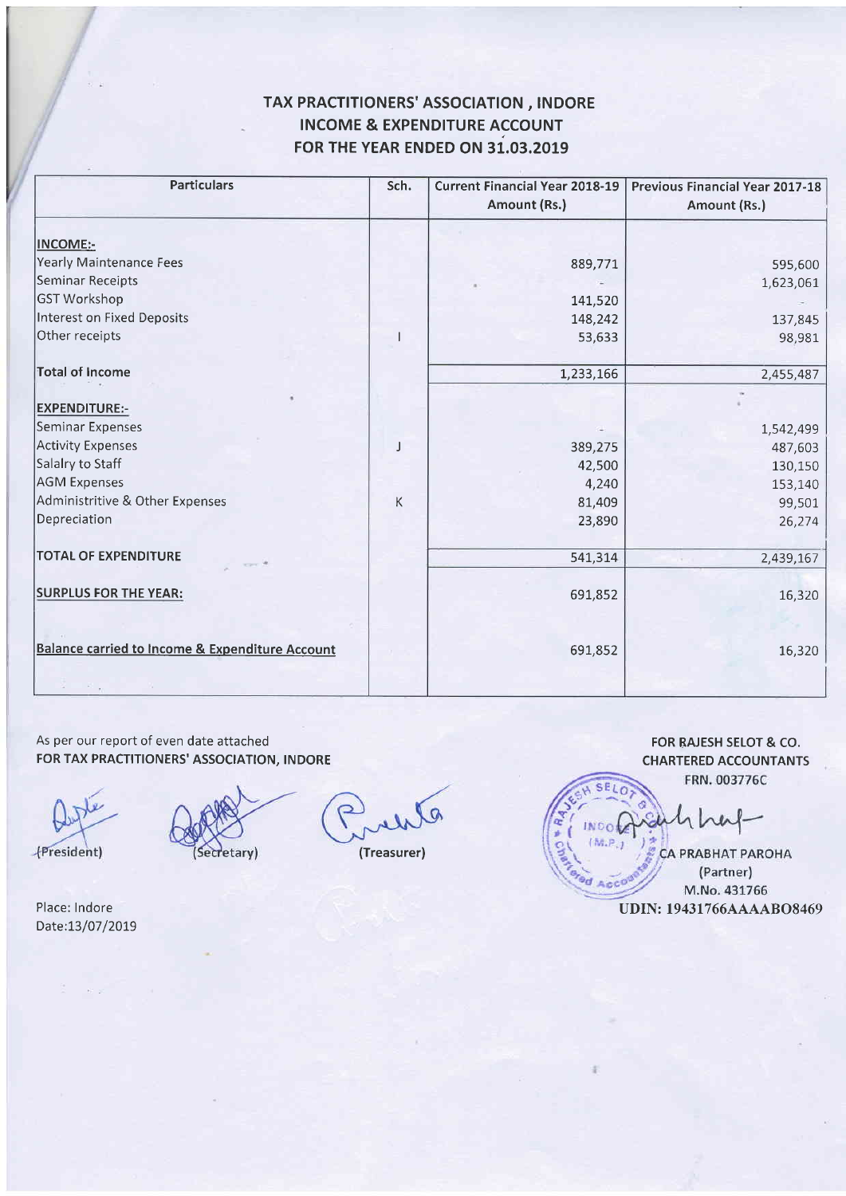# TAX PRACTITIONERS' ASSOCIATION , INDORE
## INCOME & EXPENDITURE ACCOUNT
## FOR THE YEAR ENDED ON 31.03.2019

| Particulars | Sch. | Current Financial Year 2018-19 Amount (Rs.) | Previous Financial Year 2017-18 Amount (Rs.) |
|---|---|---|---|
| **INCOME:-** | | | |
| Yearly Maintenance Fees | | 889,771 | 595,600 |
| Seminar Receipts | | - | 1,623,061 |
| GST Workshop | | 141,520 | - |
| Interest on Fixed Deposits | | 148,242 | 137,845 |
| Other receipts | I | 53,633 | 98,981 |
| **Total of Income** | | 1,233,166 | 2,455,487 |
| **EXPENDITURE:-** | | | |
| Seminar Expenses | | - | 1,542,499 |
| Activity Expenses | J | 389,275 | 487,603 |
| Salalry to Staff | | 42,500 | 130,150 |
| AGM Expenses | | 4,240 | 153,140 |
| Administritive & Other Expenses | K | 81,409 | 99,501 |
| Depreciation | | 23,890 | 26,274 |
| **TOTAL OF EXPENDITURE** | | 541,314 | 2,439,167 |
| **SURPLUS FOR THE YEAR:** | | 691,852 | 16,320 |
| **Balance carried to Income & Expenditure Account** | | 691,852 | 16,320 |

As per our report of even date attached

**FOR TAX PRACTITIONERS' ASSOCIATION, INDORE**

(President) (Secretary) (Treasurer)

Place: Indore
Date:13/07/2019

**FOR RAJESH SELOT & CO.**
**CHARTERED ACCOUNTANTS**
FRN. 003776C

CA PRABHAT PAROHA
(Partner)
M.No. 431766
UDIN: 19431766AAAABO8469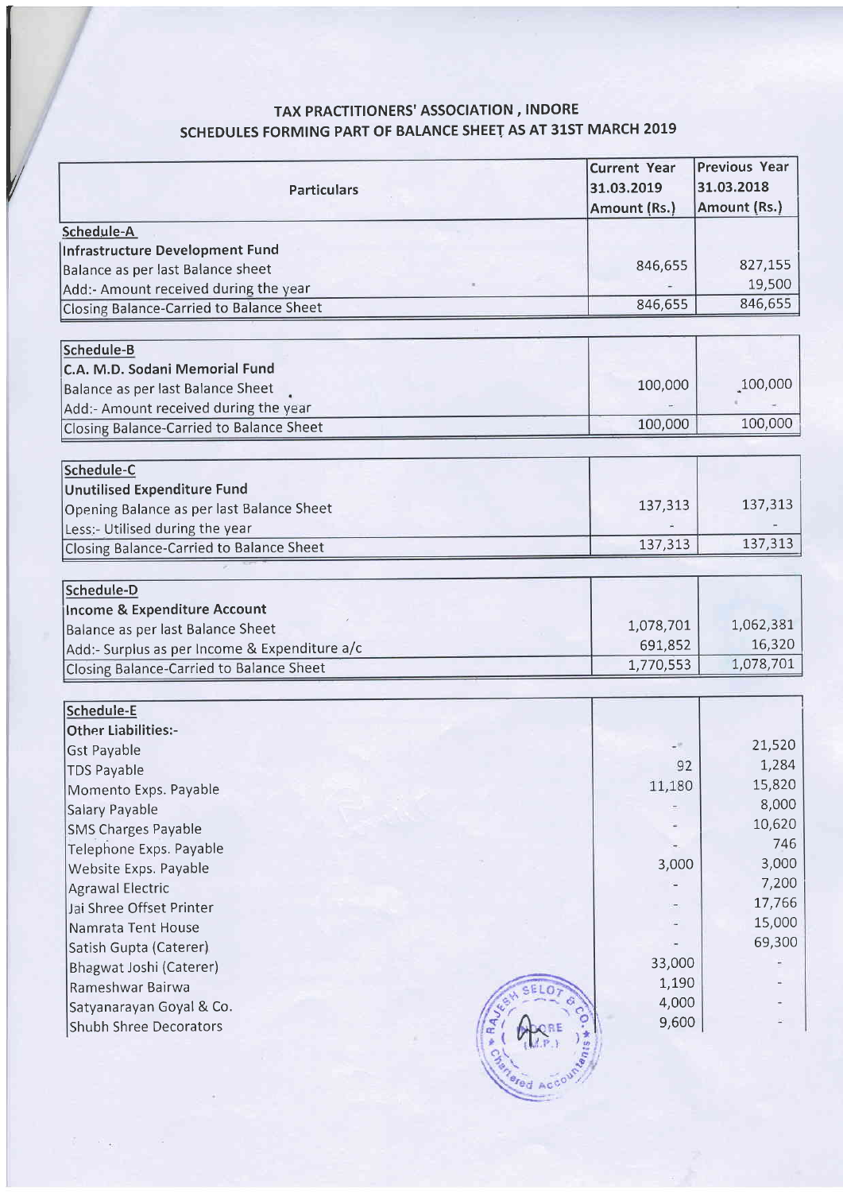## TAX PRACTITIONERS' ASSOCIATION , INDORE

### SCHEDULES FORMING PART OF BALANCE SHEET AS AT 31ST MARCH 2019

| Particulars | Current Year 31.03.2019 Amount (Rs.) | Previous Year 31.03.2018 Amount (Rs.) |
|---|---|---|
| **Schedule-A** | | |
| **Infrastructure Development Fund** | | |
| Balance as per last Balance sheet | 846,655 | 827,155 |
| Add:- Amount received during the year | - | 19,500 |
| Closing Balance-Carried to Balance Sheet | 846,655 | 846,655 |
| **Schedule-B** | | |
| **C.A. M.D. Sodani Memorial Fund** | | |
| Balance as per last Balance Sheet | 100,000 | 100,000 |
| Add:- Amount received during the year | - | - |
| Closing Balance-Carried to Balance Sheet | 100,000 | 100,000 |
| **Schedule-C** | | |
| **Unutilised Expenditure Fund** | | |
| Opening Balance as per last Balance Sheet | 137,313 | 137,313 |
| Less:- Utilised during the year | - | - |
| Closing Balance-Carried to Balance Sheet | 137,313 | 137,313 |
| **Schedule-D** | | |
| **Income & Expenditure Account** | | |
| Balance as per last Balance Sheet | 1,078,701 | 1,062,381 |
| Add:- Surplus as per Income & Expenditure a/c | 691,852 | 16,320 |
| Closing Balance-Carried to Balance Sheet | 1,770,553 | 1,078,701 |
| **Schedule-E** | | |
| **Other Liabilities:-** | | |
| Gst Payable | - | 21,520 |
| TDS Payable | 92 | 1,284 |
| Momento Exps. Payable | 11,180 | 15,820 |
| Salary Payable | - | 8,000 |
| SMS Charges Payable | - | 10,620 |
| Telephone Exps. Payable | - | 746 |
| Website Exps. Payable | 3,000 | 3,000 |
| Agrawal Electric | - | 7,200 |
| Jai Shree Offset Printer | - | 17,766 |
| Namrata Tent House | - | 15,000 |
| Satish Gupta (Caterer) | - | 69,300 |
| Bhagwat Joshi (Caterer) | 33,000 | - |
| Rameshwar Bairwa | 1,190 | - |
| Satyanarayan Goyal & Co. | 4,000 | - |
| Shubh Shree Decorators | 9,600 | - |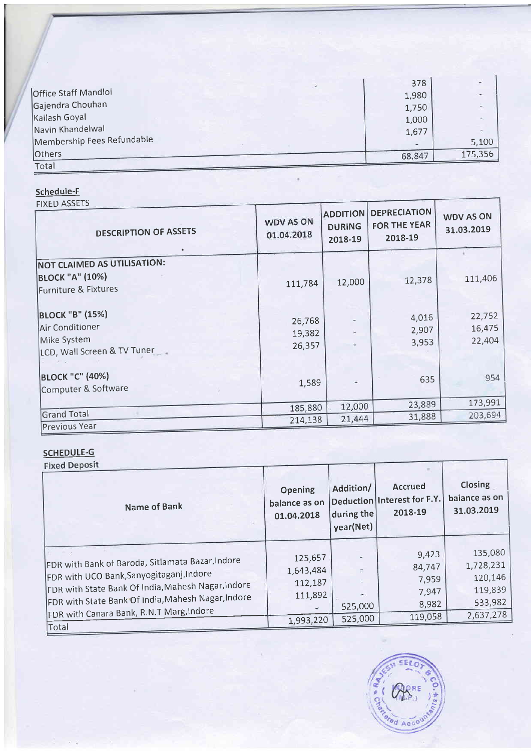| | | |
|---|---|---|
| Office Staff Mandloi | 378 | - |
| Gajendra Chouhan | 1,980 | - |
| Kailash Goyal | 1,750 | - |
| Navin Khandelwal | 1,000 | - |
| Membership Fees Refundable | 1,677 | - |
| Others | - | 5,100 |
| Total | 68,847 | 175,356 |

## Schedule-F

FIXED ASSETS

| DESCRIPTION OF ASSETS | WDV AS ON 01.04.2018 | ADDITION DURING 2018-19 | DEPRECIATION FOR THE YEAR 2018-19 | WDV AS ON 31.03.2019 |
|---|---|---|---|---|
| **NOT CLAIMED AS UTILISATION:** | | | | |
| **BLOCK "A" (10%)** | | | | |
| Furniture & Fixtures | 111,784 | 12,000 | 12,378 | 111,406 |
| **BLOCK "B" (15%)** | | | | |
| Air Conditioner | 26,768 | - | 4,016 | 22,752 |
| Mike System | 19,382 | - | 2,907 | 16,475 |
| LCD, Wall Screen & TV Tuner | 26,357 | - | 3,953 | 22,404 |
| **BLOCK "C" (40%)** | | | | |
| Computer & Software | 1,589 | - | 635 | 954 |
| Grand Total | 185,880 | 12,000 | 23,889 | 173,991 |
| Previous Year | 214,138 | 21,444 | 31,888 | 203,694 |

## SCHEDULE-G

Fixed Deposit

| Name of Bank | Opening balance as on 01.04.2018 | Addition/ Deduction during the year(Net) | Accrued Interest for F.Y. 2018-19 | Closing balance as on 31.03.2019 |
|---|---|---|---|---|
| FDR with Bank of Baroda, Sitlamata Bazar,Indore | 125,657 | - | 9,423 | 135,080 |
| FDR with UCO Bank,Sanyogitaganj,Indore | 1,643,484 | - | 84,747 | 1,728,231 |
| FDR with State Bank Of India,Mahesh Nagar,Indore | 112,187 | - | 7,959 | 120,146 |
| FDR with State Bank Of India,Mahesh Nagar,Indore | 111,892 | - | 7,947 | 119,839 |
| FDR with Canara Bank, R.N.T Marg,Indore | - | 525,000 | 8,982 | 533,982 |
| Total | 1,993,220 | 525,000 | 119,058 | 2,637,278 |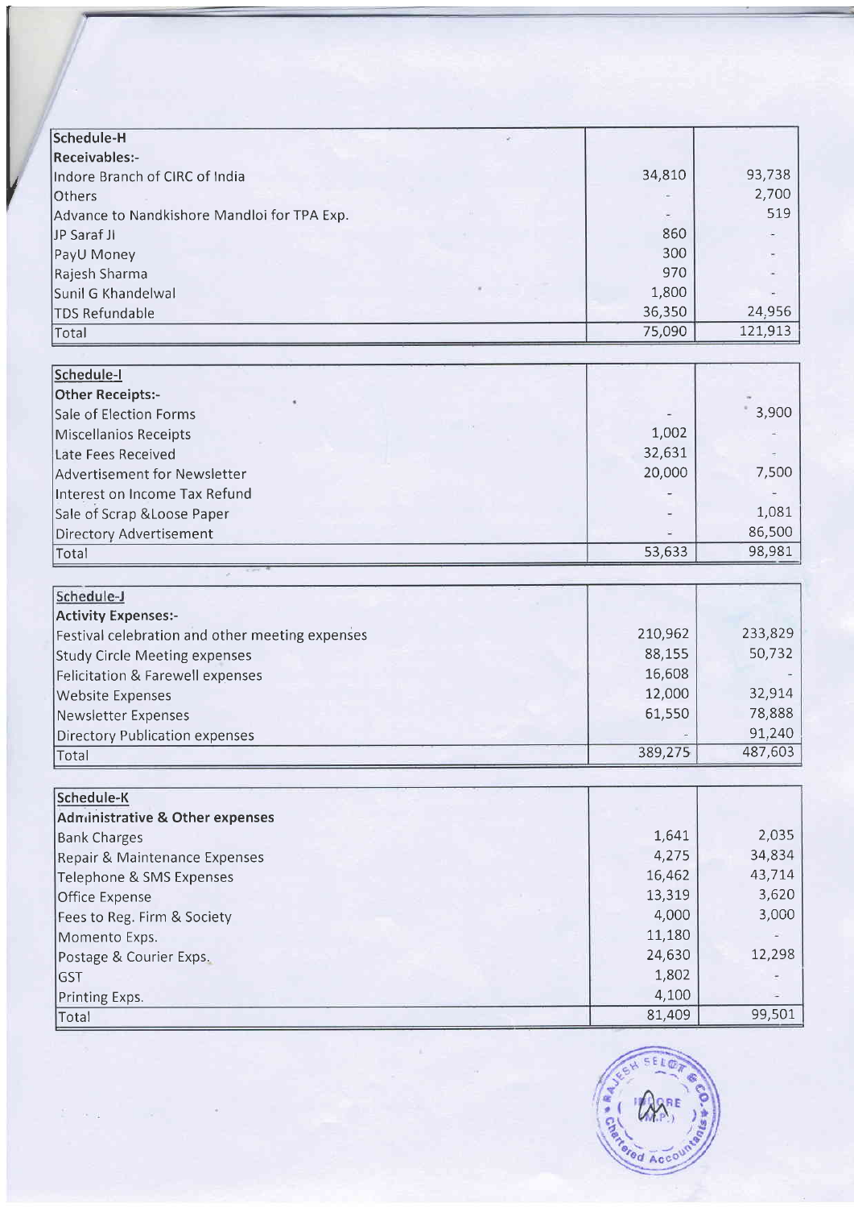| Schedule-H | | |
|---|---|---|
| **Receivables:-** | | |
| Indore Branch of CIRC of India | 34,810 | 93,738 |
| Others | - | 2,700 |
| Advance to Nandkishore Mandloi for TPA Exp. | - | 519 |
| JP Saraf Ji | 860 | - |
| PayU Money | 300 | - |
| Rajesh Sharma | 970 | - |
| Sunil G Khandelwal | 1,800 | - |
| TDS Refundable | 36,350 | 24,956 |
| Total | 75,090 | 121,913 |

| Schedule-I | | |
|---|---|---|
| **Other Receipts:-** | | |
| Sale of Election Forms | - | 3,900 |
| Miscellanios Receipts | 1,002 | - |
| Late Fees Received | 32,631 | - |
| Advertisement for Newsletter | 20,000 | 7,500 |
| Interest on Income Tax Refund | - | - |
| Sale of Scrap &Loose Paper | - | 1,081 |
| Directory Advertisement | - | 86,500 |
| Total | 53,633 | 98,981 |

| Schedule-J | | |
|---|---|---|
| **Activity Expenses:-** | | |
| Festival celebration and other meeting expenses | 210,962 | 233,829 |
| Study Circle Meeting expenses | 88,155 | 50,732 |
| Felicitation & Farewell expenses | 16,608 | - |
| Website Expenses | 12,000 | 32,914 |
| Newsletter Expenses | 61,550 | 78,888 |
| Directory Publication expenses | - | 91,240 |
| Total | 389,275 | 487,603 |

| Schedule-K | | |
|---|---|---|
| **Administrative & Other expenses** | | |
| Bank Charges | 1,641 | 2,035 |
| Repair & Maintenance Expenses | 4,275 | 34,834 |
| Telephone & SMS Expenses | 16,462 | 43,714 |
| Office Expense | 13,319 | 3,620 |
| Fees to Reg. Firm & Society | 4,000 | 3,000 |
| Momento Exps. | 11,180 | - |
| Postage & Courier Exps. | 24,630 | 12,298 |
| GST | 1,802 | - |
| Printing Exps. | 4,100 | - |
| Total | 81,409 | 99,501 |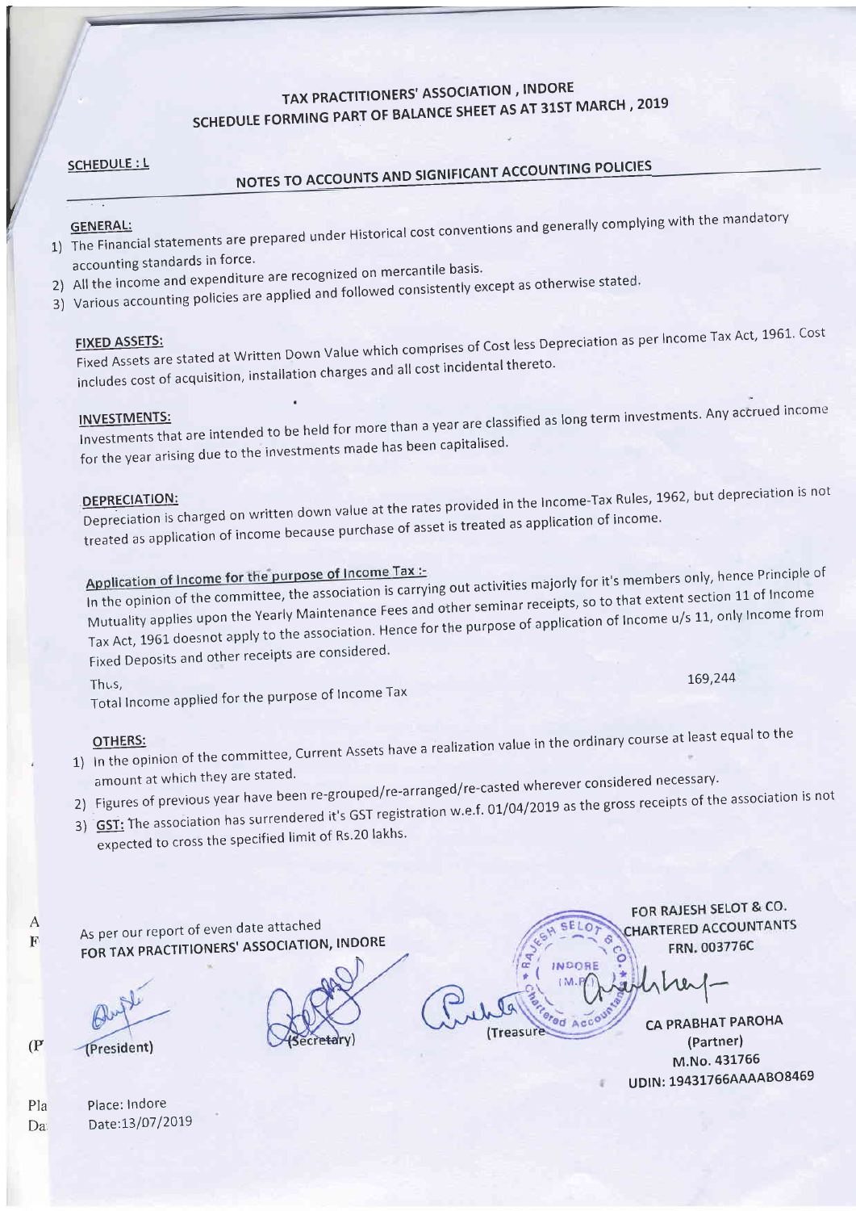# TAX PRACTITIONERS' ASSOCIATION , INDORE
## SCHEDULE FORMING PART OF BALANCE SHEET AS AT 31ST MARCH , 2019

**SCHEDULE : L**

### NOTES TO ACCOUNTS AND SIGNIFICANT ACCOUNTING POLICIES

**GENERAL:**

1) The Financial statements are prepared under Historical cost conventions and generally complying with the mandatory accounting standards in force.
2) All the income and expenditure are recognized on mercantile basis.
3) Various accounting policies are applied and followed consistently except as otherwise stated.

**FIXED ASSETS:**

Fixed Assets are stated at Written Down Value which comprises of Cost less Depreciation as per Income Tax Act, 1961. Cost includes cost of acquisition, installation charges and all cost incidental thereto.

**INVESTMENTS:**

Investments that are intended to be held for more than a year are classified as long term investments. Any accrued income for the year arising due to the investments made has been capitalised.

**DEPRECIATION:**

Depreciation is charged on written down value at the rates provided in the Income-Tax Rules, 1962, but depreciation is not treated as application of income because purchase of asset is treated as application of income.

**Application of Income for the purpose of Income Tax :-**

In the opinion of the committee, the association is carrying out activities majorly for it's members only, hence Principle of Mutuality applies upon the Yearly Maintenance Fees and other seminar receipts, so to that extent section 11 of Income Tax Act, 1961 doesnot apply to the association. Hence for the purpose of application of Income u/s 11, only Income from Fixed Deposits and other receipts are considered.

Thus,

Total Income applied for the purpose of Income Tax 169,244

**OTHERS:**

1) In the opinion of the committee, Current Assets have a realization value in the ordinary course at least equal to the amount at which they are stated.
2) Figures of previous year have been re-grouped/re-arranged/re-casted wherever considered necessary.
3) **GST:** The association has surrendered it's GST registration w.e.f. 01/04/2019 as the gross receipts of the association is not expected to cross the specified limit of Rs.20 lakhs.

As per our report of even date attached

FOR TAX PRACTITIONERS' ASSOCIATION, INDORE

(President) (Secretary) (Treasurer)

FOR RAJESH SELOT & CO.
CHARTERED ACCOUNTANTS
FRN. 003776C

CA PRABHAT PAROHA
(Partner)
M.No. 431766
UDIN: 19431766AAAABO8469

Place: Indore
Date:13/07/2019